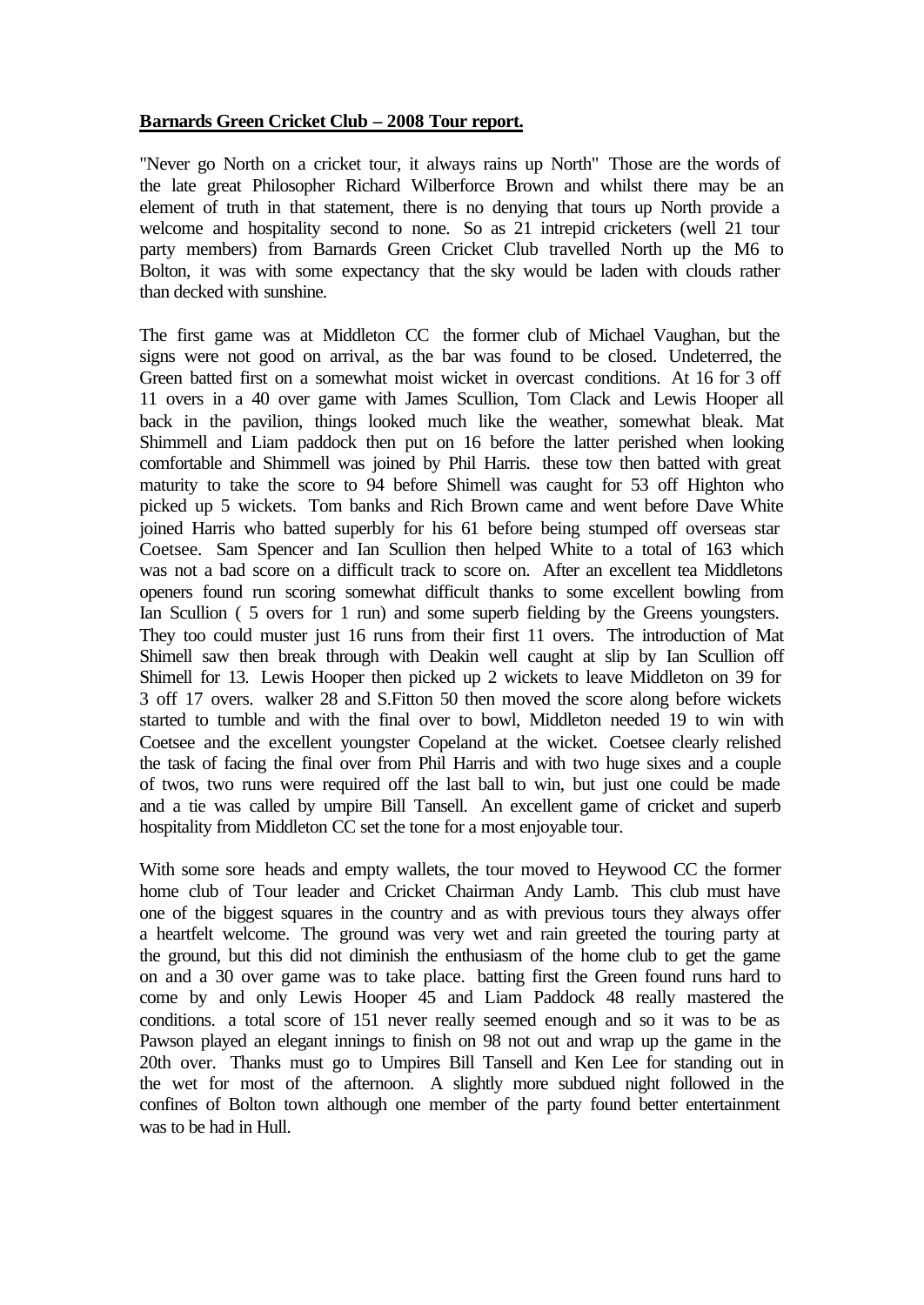**Barnards Green Cricket Club – 2008 Tour report.**

"Never go North on a cricket tour, it always rains up North" Those are the words of the late great Philosopher Richard Wilberforce Brown and whilst there may be an element of truth in that statement, there is no denying that tours up North provide a welcome and hospitality second to none. So as 21 intrepid cricketers (well 21 tour party members) from Barnards Green Cricket Club travelled North up the M6 to Bolton, it was with some expectancy that the sky would be laden with clouds rather than decked with sunshine.

The first game was at Middleton CC the former club of Michael Vaughan, but the signs were not good on arrival, as the bar was found to be closed. Undeterred, the Green batted first on a somewhat moist wicket in overcast conditions. At 16 for 3 off 11 overs in a 40 over game with James Scullion, Tom Clack and Lewis Hooper all back in the pavilion, things looked much like the weather, somewhat bleak. Mat Shimmell and Liam paddock then put on 16 before the latter perished when looking comfortable and Shimmell was joined by Phil Harris. these tow then batted with great maturity to take the score to 94 before Shimell was caught for 53 off Highton who picked up 5 wickets. Tom banks and Rich Brown came and went before Dave White joined Harris who batted superbly for his 61 before being stumped off overseas star Coetsee. Sam Spencer and Ian Scullion then helped White to a total of 163 which was not a bad score on a difficult track to score on. After an excellent tea Middletons openers found run scoring somewhat difficult thanks to some excellent bowling from Ian Scullion ( 5 overs for 1 run) and some superb fielding by the Greens youngsters. They too could muster just 16 runs from their first 11 overs. The introduction of Mat Shimell saw then break through with Deakin well caught at slip by Ian Scullion off Shimell for 13. Lewis Hooper then picked up 2 wickets to leave Middleton on 39 for 3 off 17 overs. walker 28 and S.Fitton 50 then moved the score along before wickets started to tumble and with the final over to bowl, Middleton needed 19 to win with Coetsee and the excellent youngster Copeland at the wicket. Coetsee clearly relished the task of facing the final over from Phil Harris and with two huge sixes and a couple of twos, two runs were required off the last ball to win, but just one could be made and a tie was called by umpire Bill Tansell. An excellent game of cricket and superb hospitality from Middleton CC set the tone for a most enjoyable tour.

With some sore heads and empty wallets, the tour moved to Heywood CC the former home club of Tour leader and Cricket Chairman Andy Lamb. This club must have one of the biggest squares in the country and as with previous tours they always offer a heartfelt welcome. The ground was very wet and rain greeted the touring party at the ground, but this did not diminish the enthusiasm of the home club to get the game on and a 30 over game was to take place. batting first the Green found runs hard to come by and only Lewis Hooper 45 and Liam Paddock 48 really mastered the conditions. a total score of 151 never really seemed enough and so it was to be as Pawson played an elegant innings to finish on 98 not out and wrap up the game in the 20th over. Thanks must go to Umpires Bill Tansell and Ken Lee for standing out in the wet for most of the afternoon. A slightly more subdued night followed in the confines of Bolton town although one member of the party found better entertainment was to be had in Hull.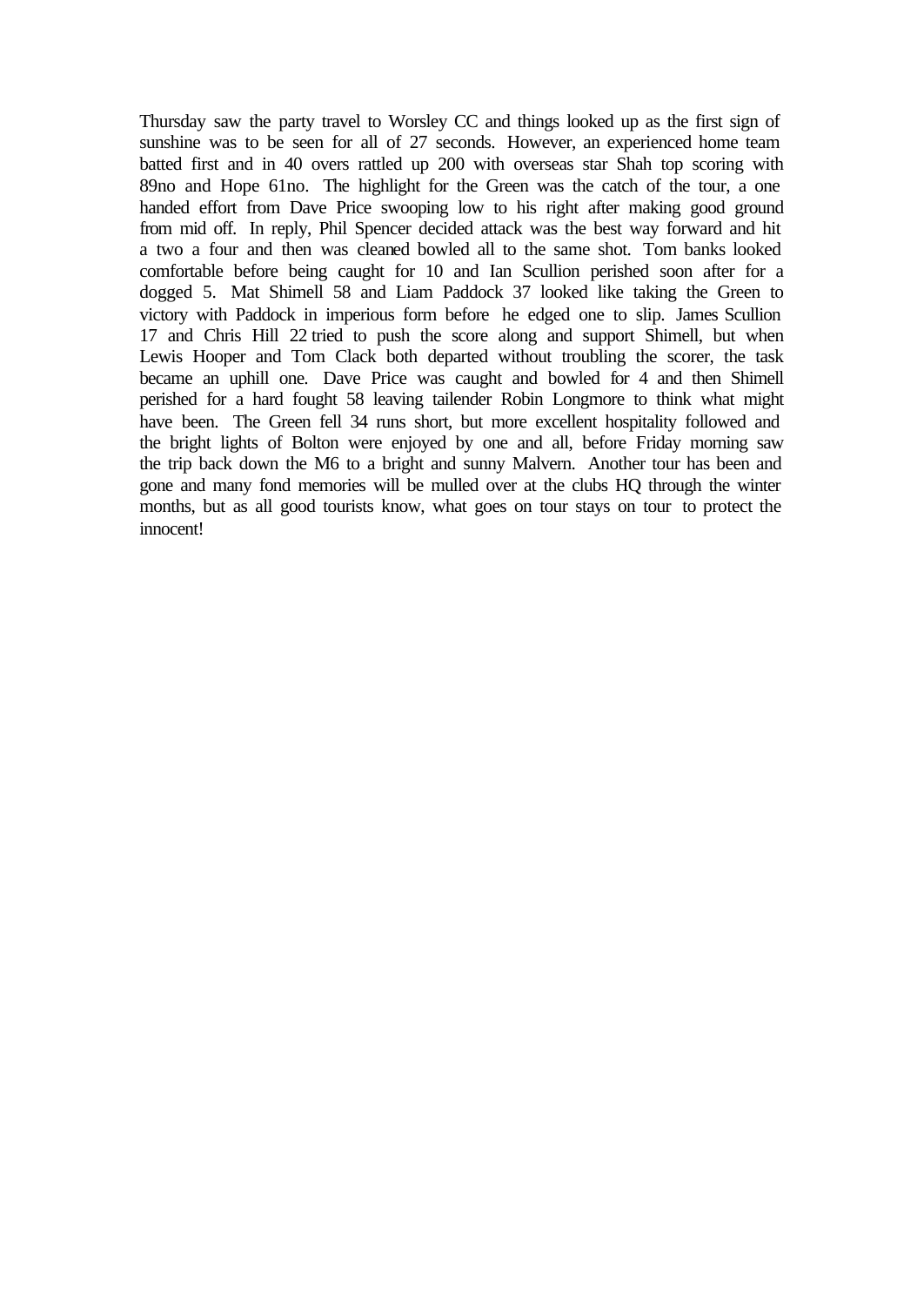Thursday saw the party travel to Worsley CC and things looked up as the first sign of sunshine was to be seen for all of 27 seconds. However, an experienced home team batted first and in 40 overs rattled up 200 with overseas star Shah top scoring with 89no and Hope 61no. The highlight for the Green was the catch of the tour, a one handed effort from Dave Price swooping low to his right after making good ground from mid off. In reply, Phil Spencer decided attack was the best way forward and hit a two a four and then was cleaned bowled all to the same shot. Tom banks looked comfortable before being caught for 10 and Ian Scullion perished soon after for a dogged 5. Mat Shimell 58 and Liam Paddock 37 looked like taking the Green to victory with Paddock in imperious form before he edged one to slip. James Scullion 17 and Chris Hill 22 tried to push the score along and support Shimell, but when Lewis Hooper and Tom Clack both departed without troubling the scorer, the task became an uphill one. Dave Price was caught and bowled for 4 and then Shimell perished for a hard fought 58 leaving tailender Robin Longmore to think what might have been. The Green fell 34 runs short, but more excellent hospitality followed and the bright lights of Bolton were enjoyed by one and all, before Friday morning saw the trip back down the M6 to a bright and sunny Malvern. Another tour has been and gone and many fond memories will be mulled over at the clubs HQ through the winter months, but as all good tourists know, what goes on tour stays on tour to protect the innocent!